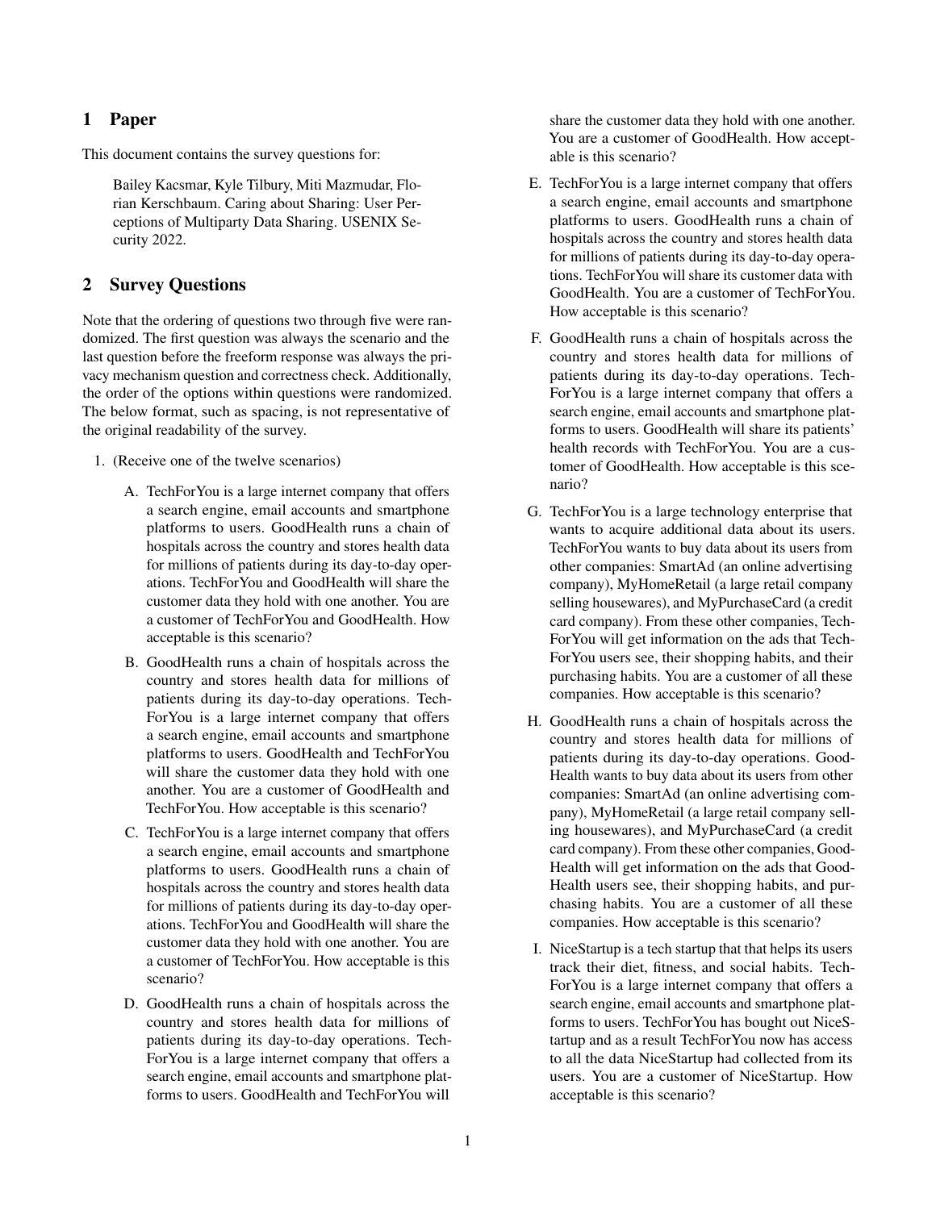# 1 Paper

This document contains the survey questions for:

> Bailey Kacsmar, Kyle Tilbury, Miti Mazmudar, Florian Kerschbaum. Caring about Sharing: User Perceptions of Multiparty Data Sharing. USENIX Security 2022.

# 2 Survey Questions

Note that the ordering of questions two through five were randomized. The first question was always the scenario and the last question before the freeform response was always the privacy mechanism question and correctness check. Additionally, the order of the options within questions were randomized. The below format, such as spacing, is not representative of the original readability of the survey.

1. (Receive one of the twelve scenarios)

   A. TechForYou is a large internet company that offers a search engine, email accounts and smartphone platforms to users. GoodHealth runs a chain of hospitals across the country and stores health data for millions of patients during its day-to-day operations. TechForYou and GoodHealth will share the customer data they hold with one another. You are a customer of TechForYou and GoodHealth. How acceptable is this scenario?

   B. GoodHealth runs a chain of hospitals across the country and stores health data for millions of patients during its day-to-day operations. TechForYou is a large internet company that offers a search engine, email accounts and smartphone platforms to users. GoodHealth and TechForYou will share the customer data they hold with one another. You are a customer of GoodHealth and TechForYou. How acceptable is this scenario?

   C. TechForYou is a large internet company that offers a search engine, email accounts and smartphone platforms to users. GoodHealth runs a chain of hospitals across the country and stores health data for millions of patients during its day-to-day operations. TechForYou and GoodHealth will share the customer data they hold with one another. You are a customer of TechForYou. How acceptable is this scenario?

   D. GoodHealth runs a chain of hospitals across the country and stores health data for millions of patients during its day-to-day operations. TechForYou is a large internet company that offers a search engine, email accounts and smartphone platforms to users. GoodHealth and TechForYou will share the customer data they hold with one another. You are a customer of GoodHealth. How acceptable is this scenario?

   E. TechForYou is a large internet company that offers a search engine, email accounts and smartphone platforms to users. GoodHealth runs a chain of hospitals across the country and stores health data for millions of patients during its day-to-day operations. TechForYou will share its customer data with GoodHealth. You are a customer of TechForYou. How acceptable is this scenario?

   F. GoodHealth runs a chain of hospitals across the country and stores health data for millions of patients during its day-to-day operations. TechForYou is a large internet company that offers a search engine, email accounts and smartphone platforms to users. GoodHealth will share its patients' health records with TechForYou. You are a customer of GoodHealth. How acceptable is this scenario?

   G. TechForYou is a large technology enterprise that wants to acquire additional data about its users. TechForYou wants to buy data about its users from other companies: SmartAd (an online advertising company), MyHomeRetail (a large retail company selling housewares), and MyPurchaseCard (a credit card company). From these other companies, TechForYou will get information on the ads that TechForYou users see, their shopping habits, and their purchasing habits. You are a customer of all these companies. How acceptable is this scenario?

   H. GoodHealth runs a chain of hospitals across the country and stores health data for millions of patients during its day-to-day operations. GoodHealth wants to buy data about its users from other companies: SmartAd (an online advertising company), MyHomeRetail (a large retail company selling housewares), and MyPurchaseCard (a credit card company). From these other companies, GoodHealth will get information on the ads that GoodHealth users see, their shopping habits, and purchasing habits. You are a customer of all these companies. How acceptable is this scenario?

   I. NiceStartup is a tech startup that that helps its users track their diet, fitness, and social habits. TechForYou is a large internet company that offers a search engine, email accounts and smartphone platforms to users. TechForYou has bought out NiceStartup and as a result TechForYou now has access to all the data NiceStartup had collected from its users. You are a customer of NiceStartup. How acceptable is this scenario?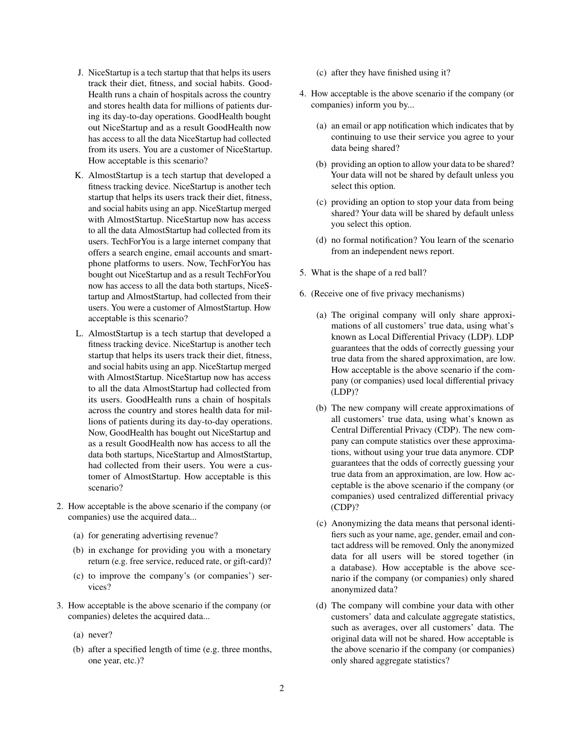J. NiceStartup is a tech startup that that helps its users track their diet, fitness, and social habits. GoodHealth runs a chain of hospitals across the country and stores health data for millions of patients during its day-to-day operations. GoodHealth bought out NiceStartup and as a result GoodHealth now has access to all the data NiceStartup had collected from its users. You are a customer of NiceStartup. How acceptable is this scenario?

K. AlmostStartup is a tech startup that developed a fitness tracking device. NiceStartup is another tech startup that helps its users track their diet, fitness, and social habits using an app. NiceStartup merged with AlmostStartup. NiceStartup now has access to all the data AlmostStartup had collected from its users. TechForYou is a large internet company that offers a search engine, email accounts and smartphone platforms to users. Now, TechForYou has bought out NiceStartup and as a result TechForYou now has access to all the data both startups, NiceStartup and AlmostStartup, had collected from their users. You were a customer of AlmostStartup. How acceptable is this scenario?

L. AlmostStartup is a tech startup that developed a fitness tracking device. NiceStartup is another tech startup that helps its users track their diet, fitness, and social habits using an app. NiceStartup merged with AlmostStartup. NiceStartup now has access to all the data AlmostStartup had collected from its users. GoodHealth runs a chain of hospitals across the country and stores health data for millions of patients during its day-to-day operations. Now, GoodHealth has bought out NiceStartup and as a result GoodHealth now has access to all the data both startups, NiceStartup and AlmostStartup, had collected from their users. You were a customer of AlmostStartup. How acceptable is this scenario?

2. How acceptable is the above scenario if the company (or companies) use the acquired data...
   (a) for generating advertising revenue?
   (b) in exchange for providing you with a monetary return (e.g. free service, reduced rate, or gift-card)?
   (c) to improve the company's (or companies') services?

3. How acceptable is the above scenario if the company (or companies) deletes the acquired data...
   (a) never?
   (b) after a specified length of time (e.g. three months, one year, etc.)?
   (c) after they have finished using it?

4. How acceptable is the above scenario if the company (or companies) inform you by...
   (a) an email or app notification which indicates that by continuing to use their service you agree to your data being shared?
   (b) providing an option to allow your data to be shared? Your data will not be shared by default unless you select this option.
   (c) providing an option to stop your data from being shared? Your data will be shared by default unless you select this option.
   (d) no formal notification? You learn of the scenario from an independent news report.

5. What is the shape of a red ball?

6. (Receive one of five privacy mechanisms)
   (a) The original company will only share approximations of all customers' true data, using what's known as Local Differential Privacy (LDP). LDP guarantees that the odds of correctly guessing your true data from the shared approximation, are low. How acceptable is the above scenario if the company (or companies) used local differential privacy (LDP)?
   (b) The new company will create approximations of all customers' true data, using what's known as Central Differential Privacy (CDP). The new company can compute statistics over these approximations, without using your true data anymore. CDP guarantees that the odds of correctly guessing your true data from an approximation, are low. How acceptable is the above scenario if the company (or companies) used centralized differential privacy (CDP)?
   (c) Anonymizing the data means that personal identifiers such as your name, age, gender, email and contact address will be removed. Only the anonymized data for all users will be stored together (in a database). How acceptable is the above scenario if the company (or companies) only shared anonymized data?
   (d) The company will combine your data with other customers' data and calculate aggregate statistics, such as averages, over all customers' data. The original data will not be shared. How acceptable is the above scenario if the company (or companies) only shared aggregate statistics?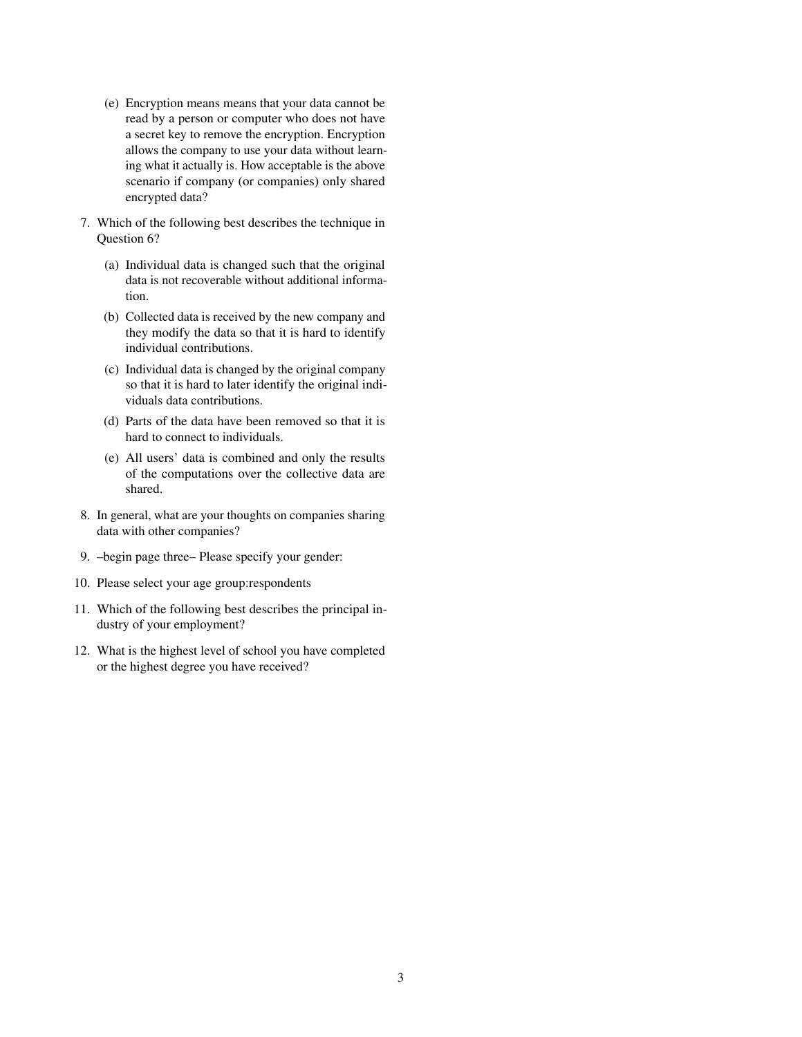(e) Encryption means means that your data cannot be read by a person or computer who does not have a secret key to remove the encryption. Encryption allows the company to use your data without learning what it actually is. How acceptable is the above scenario if company (or companies) only shared encrypted data?

7. Which of the following best describes the technique in Question 6?

   (a) Individual data is changed such that the original data is not recoverable without additional information.

   (b) Collected data is received by the new company and they modify the data so that it is hard to identify individual contributions.

   (c) Individual data is changed by the original company so that it is hard to later identify the original individuals data contributions.

   (d) Parts of the data have been removed so that it is hard to connect to individuals.

   (e) All users' data is combined and only the results of the computations over the collective data are shared.

8. In general, what are your thoughts on companies sharing data with other companies?

9. –begin page three– Please specify your gender:

10. Please select your age group:respondents

11. Which of the following best describes the principal industry of your employment?

12. What is the highest level of school you have completed or the highest degree you have received?